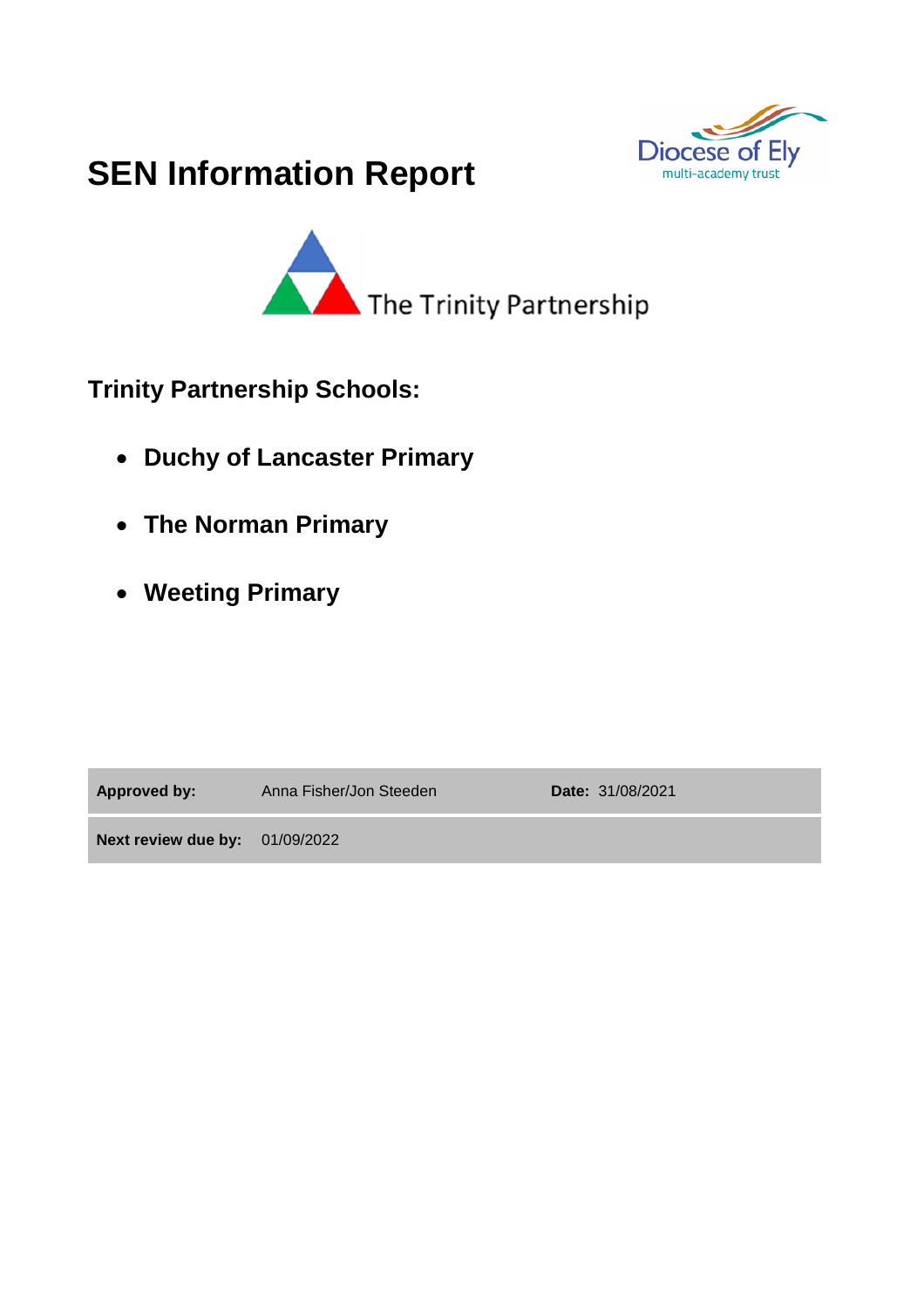# SEN Information Report

Diocese of Ely
multi-academy trust

The Trinity Partnership

## Trinity Partnership Schools:

- **Duchy of Lancaster Primary**
- **The Norman Primary**
- **Weeting Primary**

| **Approved by:** | Anna Fisher/Jon Steeden | **Date:** 31/08/2021 |
|---|---|---|
| **Next review due by:** | 01/09/2022 | |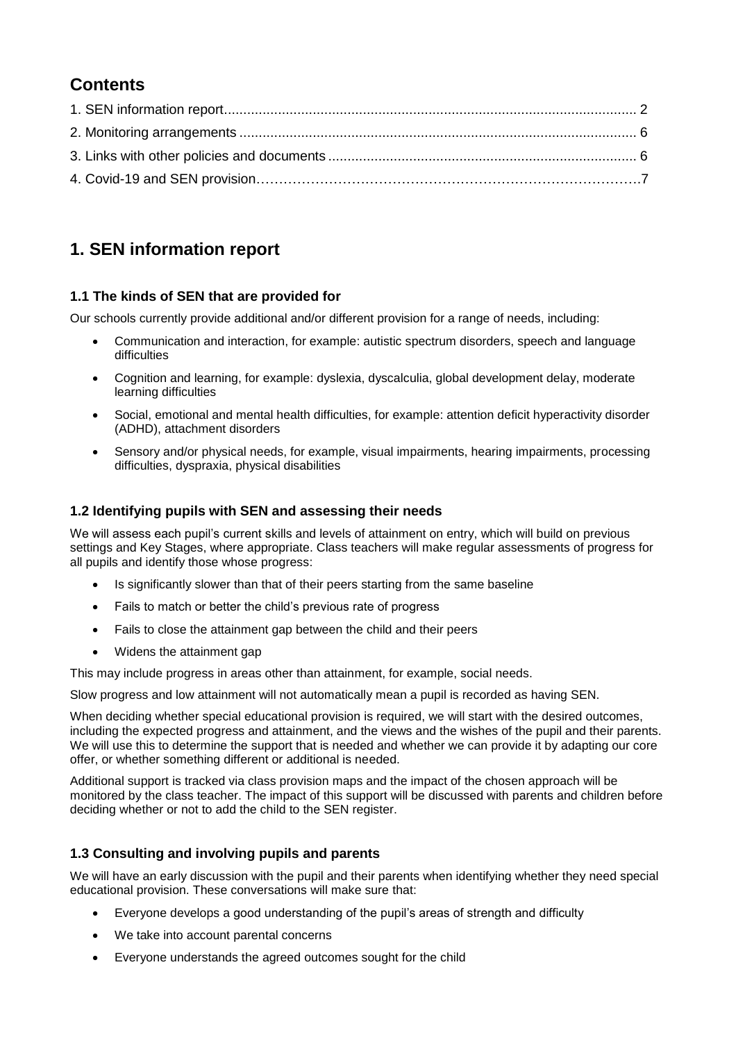## Contents

1. SEN information report ........................................................................................................... 2
2. Monitoring arrangements ....................................................................................................... 6
3. Links with other policies and documents ................................................................................. 6
4. Covid-19 and SEN provision……………………………………………………………………….7

## 1. SEN information report

### 1.1 The kinds of SEN that are provided for

Our schools currently provide additional and/or different provision for a range of needs, including:

- Communication and interaction, for example: autistic spectrum disorders, speech and language difficulties
- Cognition and learning, for example: dyslexia, dyscalculia, global development delay, moderate learning difficulties
- Social, emotional and mental health difficulties, for example: attention deficit hyperactivity disorder (ADHD), attachment disorders
- Sensory and/or physical needs, for example, visual impairments, hearing impairments, processing difficulties, dyspraxia, physical disabilities

### 1.2 Identifying pupils with SEN and assessing their needs

We will assess each pupil's current skills and levels of attainment on entry, which will build on previous settings and Key Stages, where appropriate. Class teachers will make regular assessments of progress for all pupils and identify those whose progress:

- Is significantly slower than that of their peers starting from the same baseline
- Fails to match or better the child's previous rate of progress
- Fails to close the attainment gap between the child and their peers
- Widens the attainment gap

This may include progress in areas other than attainment, for example, social needs.

Slow progress and low attainment will not automatically mean a pupil is recorded as having SEN.

When deciding whether special educational provision is required, we will start with the desired outcomes, including the expected progress and attainment, and the views and the wishes of the pupil and their parents. We will use this to determine the support that is needed and whether we can provide it by adapting our core offer, or whether something different or additional is needed.

Additional support is tracked via class provision maps and the impact of the chosen approach will be monitored by the class teacher. The impact of this support will be discussed with parents and children before deciding whether or not to add the child to the SEN register.

### 1.3 Consulting and involving pupils and parents

We will have an early discussion with the pupil and their parents when identifying whether they need special educational provision. These conversations will make sure that:

- Everyone develops a good understanding of the pupil's areas of strength and difficulty
- We take into account parental concerns
- Everyone understands the agreed outcomes sought for the child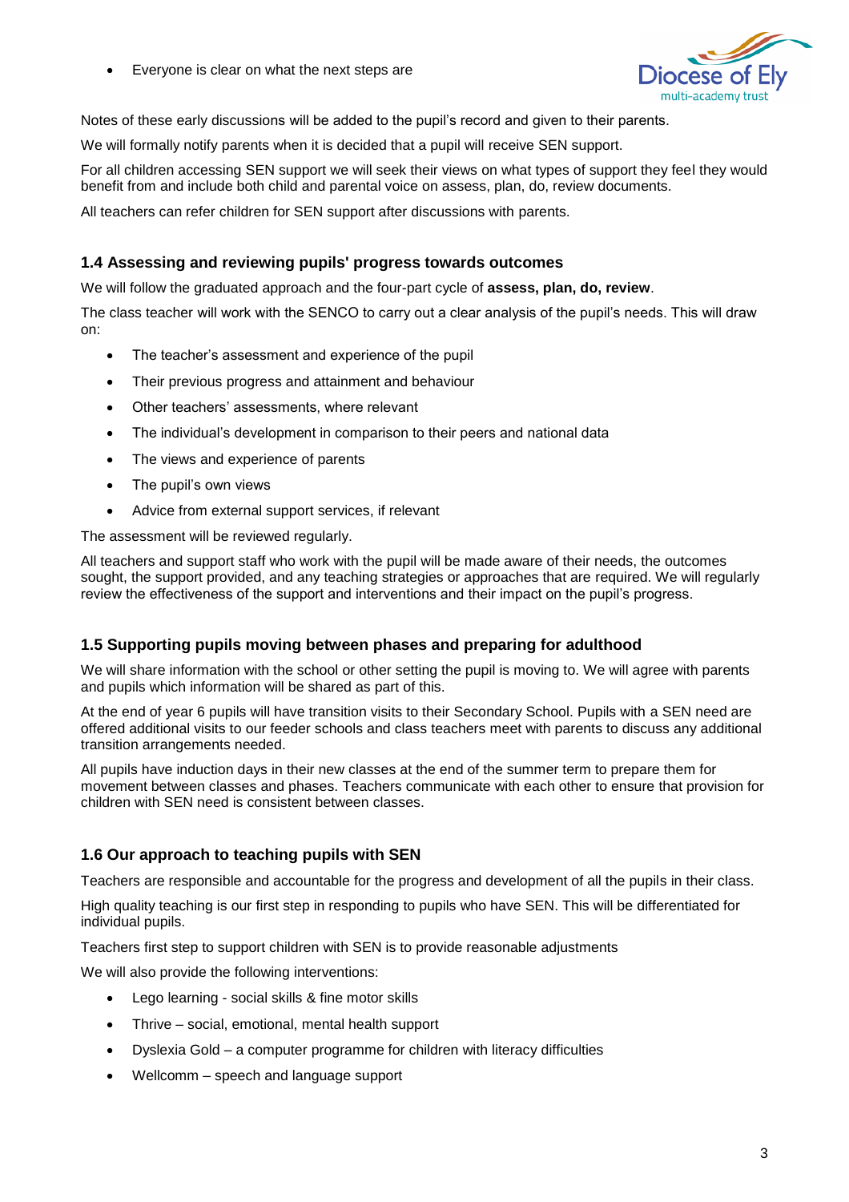- Everyone is clear on what the next steps are

Notes of these early discussions will be added to the pupil's record and given to their parents.

We will formally notify parents when it is decided that a pupil will receive SEN support.

For all children accessing SEN support we will seek their views on what types of support they feel they would benefit from and include both child and parental voice on assess, plan, do, review documents.

All teachers can refer children for SEN support after discussions with parents.

### 1.4 Assessing and reviewing pupils' progress towards outcomes

We will follow the graduated approach and the four-part cycle of **assess, plan, do, review**.

The class teacher will work with the SENCO to carry out a clear analysis of the pupil's needs. This will draw on:

- The teacher's assessment and experience of the pupil
- Their previous progress and attainment and behaviour
- Other teachers' assessments, where relevant
- The individual's development in comparison to their peers and national data
- The views and experience of parents
- The pupil's own views
- Advice from external support services, if relevant

The assessment will be reviewed regularly.

All teachers and support staff who work with the pupil will be made aware of their needs, the outcomes sought, the support provided, and any teaching strategies or approaches that are required. We will regularly review the effectiveness of the support and interventions and their impact on the pupil's progress.

### 1.5 Supporting pupils moving between phases and preparing for adulthood

We will share information with the school or other setting the pupil is moving to. We will agree with parents and pupils which information will be shared as part of this.

At the end of year 6 pupils will have transition visits to their Secondary School. Pupils with a SEN need are offered additional visits to our feeder schools and class teachers meet with parents to discuss any additional transition arrangements needed.

All pupils have induction days in their new classes at the end of the summer term to prepare them for movement between classes and phases. Teachers communicate with each other to ensure that provision for children with SEN need is consistent between classes.

### 1.6 Our approach to teaching pupils with SEN

Teachers are responsible and accountable for the progress and development of all the pupils in their class.

High quality teaching is our first step in responding to pupils who have SEN. This will be differentiated for individual pupils.

Teachers first step to support children with SEN is to provide reasonable adjustments

We will also provide the following interventions:

- Lego learning - social skills & fine motor skills
- Thrive – social, emotional, mental health support
- Dyslexia Gold – a computer programme for children with literacy difficulties
- Wellcomm – speech and language support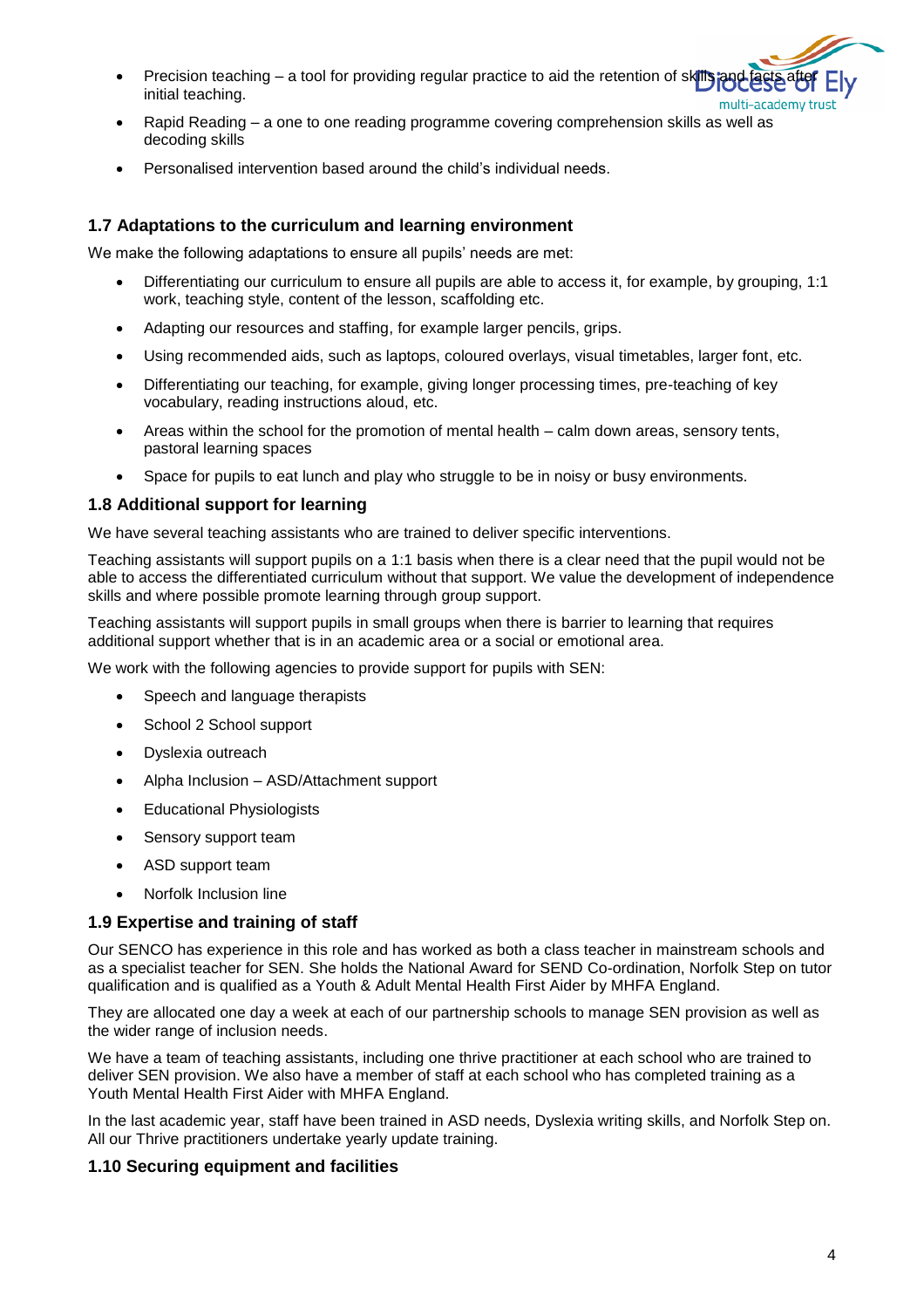- Precision teaching – a tool for providing regular practice to aid the retention of skills and facts after initial teaching.
- Rapid Reading – a one to one reading programme covering comprehension skills as well as decoding skills
- Personalised intervention based around the child's individual needs.

### 1.7 Adaptations to the curriculum and learning environment

We make the following adaptations to ensure all pupils' needs are met:

- Differentiating our curriculum to ensure all pupils are able to access it, for example, by grouping, 1:1 work, teaching style, content of the lesson, scaffolding etc.
- Adapting our resources and staffing, for example larger pencils, grips.
- Using recommended aids, such as laptops, coloured overlays, visual timetables, larger font, etc.
- Differentiating our teaching, for example, giving longer processing times, pre-teaching of key vocabulary, reading instructions aloud, etc.
- Areas within the school for the promotion of mental health – calm down areas, sensory tents, pastoral learning spaces
- Space for pupils to eat lunch and play who struggle to be in noisy or busy environments.

### 1.8 Additional support for learning

We have several teaching assistants who are trained to deliver specific interventions.

Teaching assistants will support pupils on a 1:1 basis when there is a clear need that the pupil would not be able to access the differentiated curriculum without that support. We value the development of independence skills and where possible promote learning through group support.

Teaching assistants will support pupils in small groups when there is barrier to learning that requires additional support whether that is in an academic area or a social or emotional area.

We work with the following agencies to provide support for pupils with SEN:

- Speech and language therapists
- School 2 School support
- Dyslexia outreach
- Alpha Inclusion – ASD/Attachment support
- Educational Physiologists
- Sensory support team
- ASD support team
- Norfolk Inclusion line

### 1.9 Expertise and training of staff

Our SENCO has experience in this role and has worked as both a class teacher in mainstream schools and as a specialist teacher for SEN. She holds the National Award for SEND Co-ordination, Norfolk Step on tutor qualification and is qualified as a Youth & Adult Mental Health First Aider by MHFA England.

They are allocated one day a week at each of our partnership schools to manage SEN provision as well as the wider range of inclusion needs.

We have a team of teaching assistants, including one thrive practitioner at each school who are trained to deliver SEN provision. We also have a member of staff at each school who has completed training as a Youth Mental Health First Aider with MHFA England.

In the last academic year, staff have been trained in ASD needs, Dyslexia writing skills, and Norfolk Step on. All our Thrive practitioners undertake yearly update training.

### 1.10 Securing equipment and facilities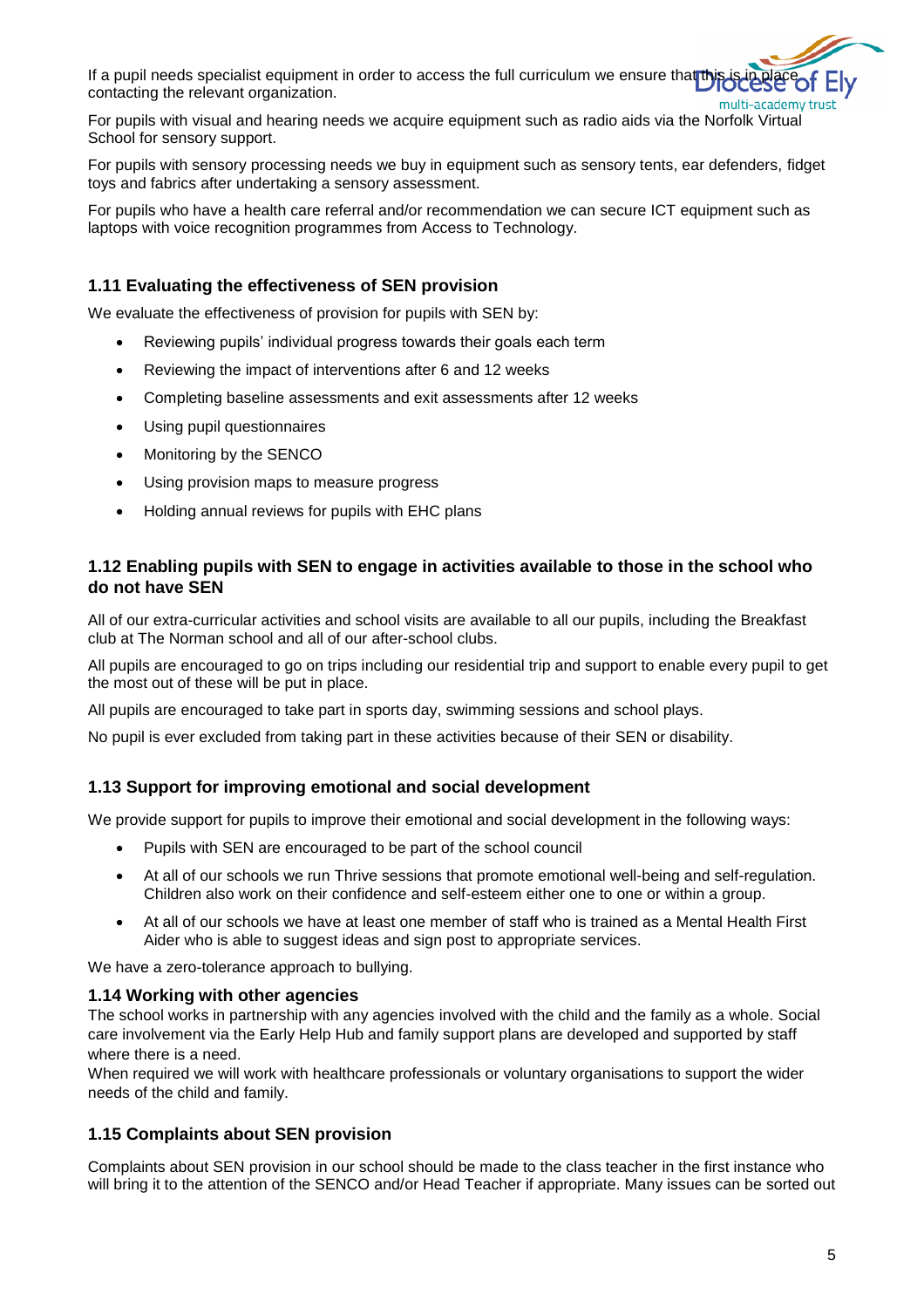If a pupil needs specialist equipment in order to access the full curriculum we ensure that this is in place contacting the relevant organization.

For pupils with visual and hearing needs we acquire equipment such as radio aids via the Norfolk Virtual School for sensory support.

For pupils with sensory processing needs we buy in equipment such as sensory tents, ear defenders, fidget toys and fabrics after undertaking a sensory assessment.

For pupils who have a health care referral and/or recommendation we can secure ICT equipment such as laptops with voice recognition programmes from Access to Technology.

### 1.11 Evaluating the effectiveness of SEN provision

We evaluate the effectiveness of provision for pupils with SEN by:

- Reviewing pupils' individual progress towards their goals each term
- Reviewing the impact of interventions after 6 and 12 weeks
- Completing baseline assessments and exit assessments after 12 weeks
- Using pupil questionnaires
- Monitoring by the SENCO
- Using provision maps to measure progress
- Holding annual reviews for pupils with EHC plans

### 1.12 Enabling pupils with SEN to engage in activities available to those in the school who do not have SEN

All of our extra-curricular activities and school visits are available to all our pupils, including the Breakfast club at The Norman school and all of our after-school clubs.

All pupils are encouraged to go on trips including our residential trip and support to enable every pupil to get the most out of these will be put in place.

All pupils are encouraged to take part in sports day, swimming sessions and school plays.

No pupil is ever excluded from taking part in these activities because of their SEN or disability.

### 1.13 Support for improving emotional and social development

We provide support for pupils to improve their emotional and social development in the following ways:

- Pupils with SEN are encouraged to be part of the school council
- At all of our schools we run Thrive sessions that promote emotional well-being and self-regulation. Children also work on their confidence and self-esteem either one to one or within a group.
- At all of our schools we have at least one member of staff who is trained as a Mental Health First Aider who is able to suggest ideas and sign post to appropriate services.

We have a zero-tolerance approach to bullying.

### 1.14 Working with other agencies

The school works in partnership with any agencies involved with the child and the family as a whole. Social care involvement via the Early Help Hub and family support plans are developed and supported by staff where there is a need.

When required we will work with healthcare professionals or voluntary organisations to support the wider needs of the child and family.

### 1.15 Complaints about SEN provision

Complaints about SEN provision in our school should be made to the class teacher in the first instance who will bring it to the attention of the SENCO and/or Head Teacher if appropriate. Many issues can be sorted out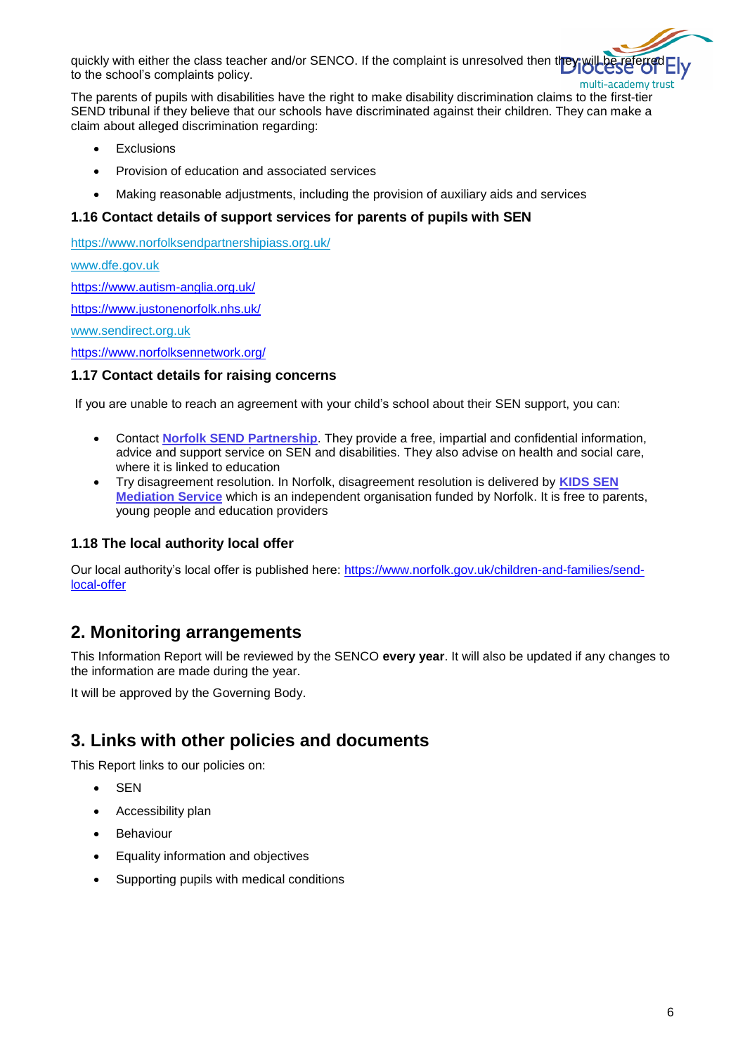quickly with either the class teacher and/or SENCO. If the complaint is unresolved then they will be referred to the school's complaints policy.

The parents of pupils with disabilities have the right to make disability discrimination claims to the first-tier SEND tribunal if they believe that our schools have discriminated against their children. They can make a claim about alleged discrimination regarding:

- Exclusions
- Provision of education and associated services
- Making reasonable adjustments, including the provision of auxiliary aids and services

### 1.16 Contact details of support services for parents of pupils with SEN

https://www.norfolksendpartnershipiass.org.uk/

www.dfe.gov.uk

https://www.autism-anglia.org.uk/

https://www.justonenorfolk.nhs.uk/

www.sendirect.org.uk

https://www.norfolksennetwork.org/

### 1.17 Contact details for raising concerns

If you are unable to reach an agreement with your child's school about their SEN support, you can:

- Contact **Norfolk SEND Partnership**. They provide a free, impartial and confidential information, advice and support service on SEN and disabilities. They also advise on health and social care, where it is linked to education
- Try disagreement resolution. In Norfolk, disagreement resolution is delivered by **KIDS SEN Mediation Service** which is an independent organisation funded by Norfolk. It is free to parents, young people and education providers

### 1.18 The local authority local offer

Our local authority's local offer is published here: https://www.norfolk.gov.uk/children-and-families/send-local-offer

## 2. Monitoring arrangements

This Information Report will be reviewed by the SENCO **every year**. It will also be updated if any changes to the information are made during the year.

It will be approved by the Governing Body.

## 3. Links with other policies and documents

This Report links to our policies on:

- SEN
- Accessibility plan
- Behaviour
- Equality information and objectives
- Supporting pupils with medical conditions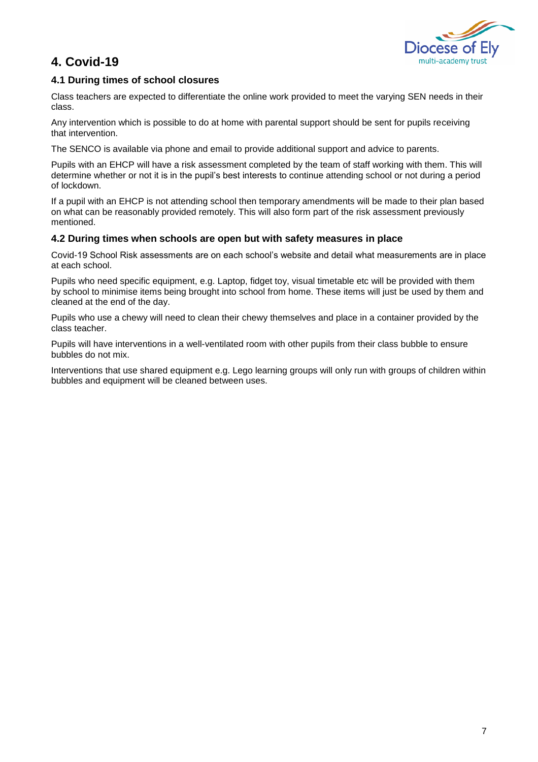## 4. Covid-19

### 4.1 During times of school closures

Class teachers are expected to differentiate the online work provided to meet the varying SEN needs in their class.

Any intervention which is possible to do at home with parental support should be sent for pupils receiving that intervention.

The SENCO is available via phone and email to provide additional support and advice to parents.

Pupils with an EHCP will have a risk assessment completed by the team of staff working with them. This will determine whether or not it is in the pupil's best interests to continue attending school or not during a period of lockdown.

If a pupil with an EHCP is not attending school then temporary amendments will be made to their plan based on what can be reasonably provided remotely. This will also form part of the risk assessment previously mentioned.

### 4.2 During times when schools are open but with safety measures in place

Covid-19 School Risk assessments are on each school's website and detail what measurements are in place at each school.

Pupils who need specific equipment, e.g. Laptop, fidget toy, visual timetable etc will be provided with them by school to minimise items being brought into school from home. These items will just be used by them and cleaned at the end of the day.

Pupils who use a chewy will need to clean their chewy themselves and place in a container provided by the class teacher.

Pupils will have interventions in a well-ventilated room with other pupils from their class bubble to ensure bubbles do not mix.

Interventions that use shared equipment e.g. Lego learning groups will only run with groups of children within bubbles and equipment will be cleaned between uses.